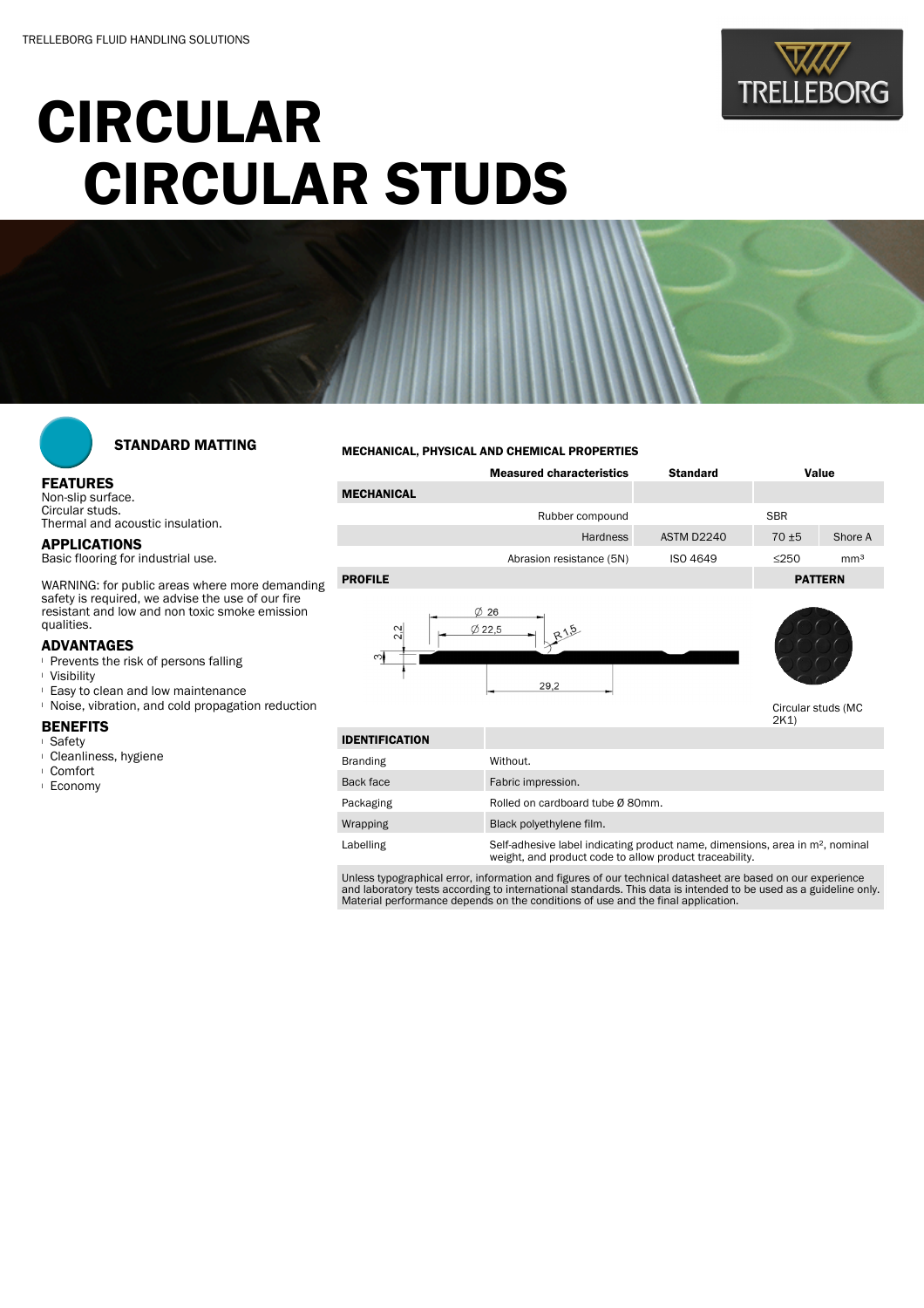TRELLEBORG FLUID HANDLING SOLUTIONS

# CIRCULAR
# CIRCULAR STUDS

### STANDARD MATTING

### FEATURES
Non-slip surface.
Circular studs.
Thermal and acoustic insulation.

### APPLICATIONS
Basic flooring for industrial use.

WARNING: for public areas where more demanding safety is required, we advise the use of our fire resistant and low and non toxic smoke emission qualities.

### ADVANTAGES
- Prevents the risk of persons falling
- Visibility
- Easy to clean and low maintenance
- Noise, vibration, and cold propagation reduction

### BENEFITS
- Safety
- Cleanliness, hygiene
- Comfort
- Economy

#### MECHANICAL, PHYSICAL AND CHEMICAL PROPERTIES

| | Measured characteristics | Standard | Value | |
|---|---|---|---|---|
| **MECHANICAL** | | | | |
| | Rubber compound | | SBR | |
| | Hardness | ASTM D2240 | 70 ±5 | Shore A |
| | Abrasion resistance (5N) | ISO 4649 | ≤250 | mm³ |

**PROFILE** | **PATTERN**

Profile dimensions: Ø 26, Ø 22,5, R1,5, 2,2, 3, 29,2

Circular studs (MC 2K1)

| IDENTIFICATION | |
|---|---|
| Branding | Without. |
| Back face | Fabric impression. |
| Packaging | Rolled on cardboard tube Ø 80mm. |
| Wrapping | Black polyethylene film. |
| Labelling | Self-adhesive label indicating product name, dimensions, area in m², nominal weight, and product code to allow product traceability. |

Unless typographical error, information and figures of our technical datasheet are based on our experience and laboratory tests according to international standards. This data is intended to be used as a guideline only. Material performance depends on the conditions of use and the final application.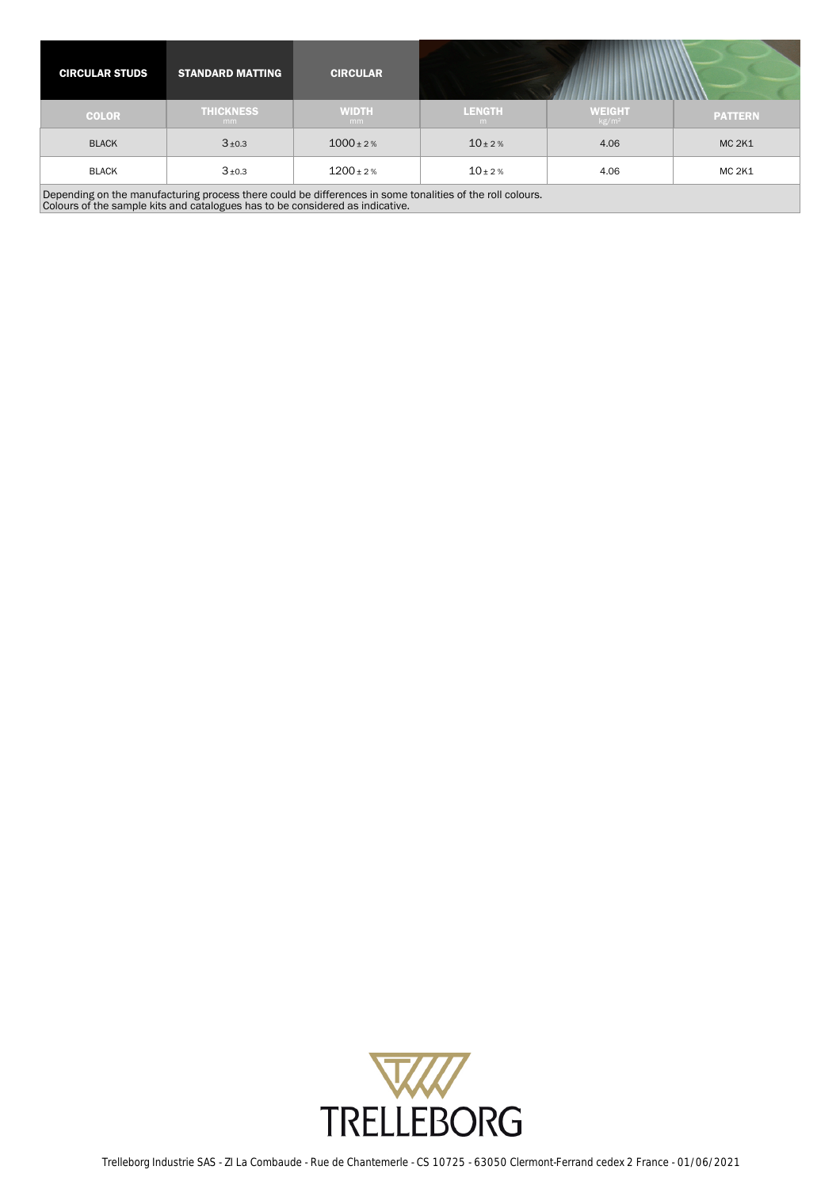| CIRCULAR STUDS | STANDARD MATTING | CIRCULAR | | | |
|---|---|---|---|---|---|
| COLOR | THICKNESS mm | WIDTH mm | LENGTH m | WEIGHT kg/m² | PATTERN |
| BLACK | 3 ±0.3 | 1000 ± 2 % | 10 ± 2 % | 4.06 | MC 2K1 |
| BLACK | 3 ±0.3 | 1200 ± 2 % | 10 ± 2 % | 4.06 | MC 2K1 |

Depending on the manufacturing process there could be differences in some tonalities of the roll colours.
Colours of the sample kits and catalogues has to be considered as indicative.

TRELLEBORG

Trelleborg Industrie SAS - ZI La Combaude - Rue de Chantemerle - CS 10725 - 63050 Clermont-Ferrand cedex 2 France - 01/06/2021